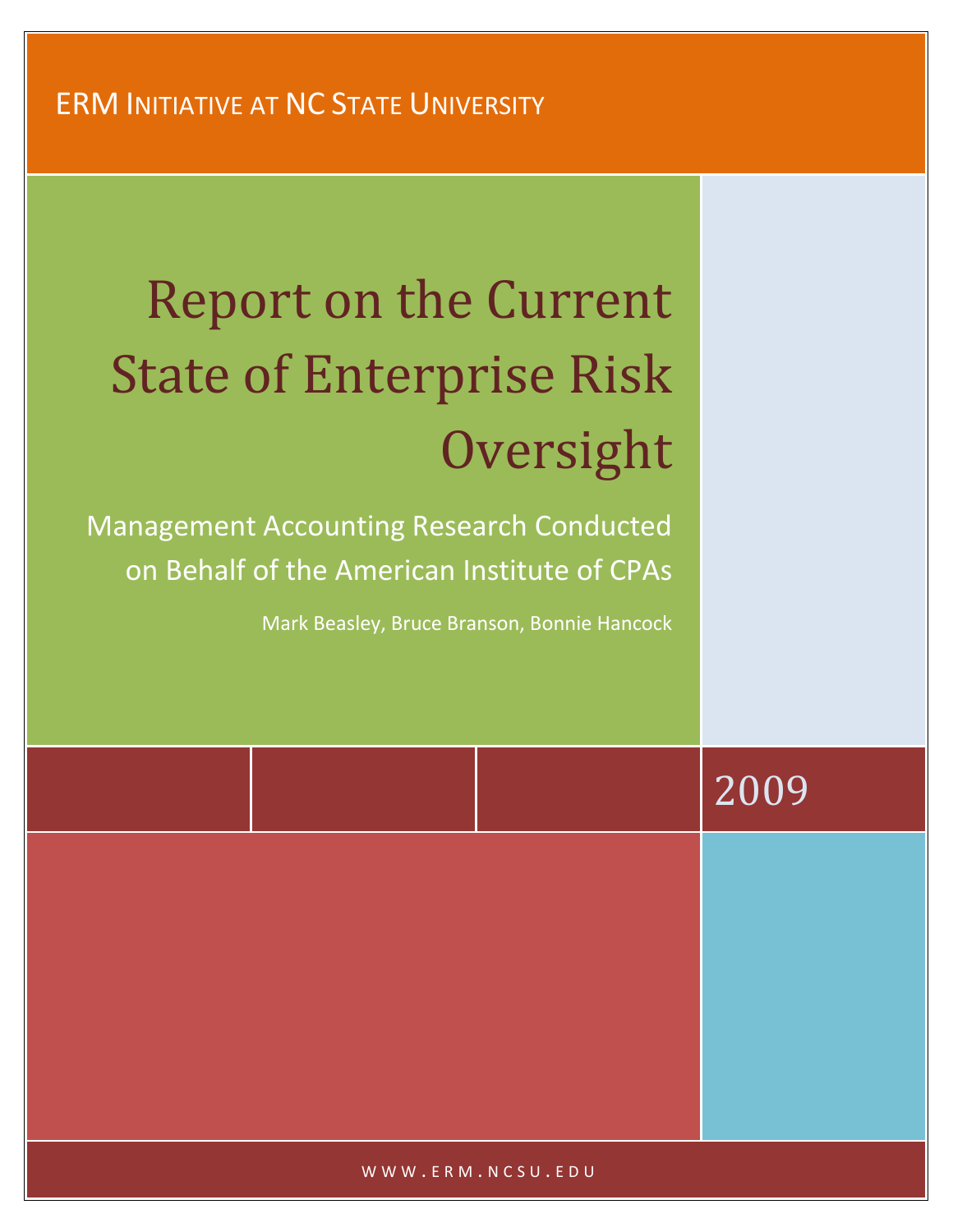ERM INITIATIVE AT NC STATE UNIVERSITY

# Report on the Current State of Enterprise Risk Oversight

## Management Accounting Research Conducted on Behalf of the American Institute of CPAs

Mark Beasley, Bruce Branson, Bonnie Hancock

2009

WWW.ERM.NCSU.EDU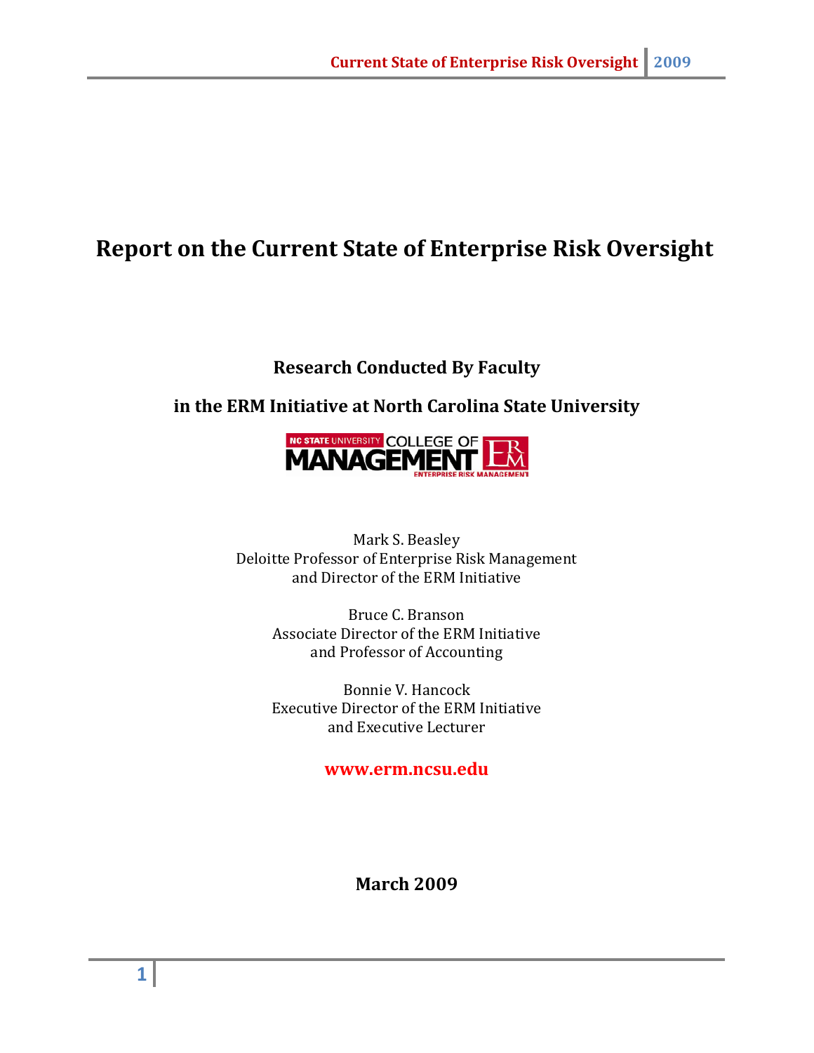# Report on the Current State of Enterprise Risk Oversight

**Research Conducted By Faculty**

**in the ERM Initiative at North Carolina State University**

Mark S. Beasley
Deloitte Professor of Enterprise Risk Management
and Director of the ERM Initiative

Bruce C. Branson
Associate Director of the ERM Initiative
and Professor of Accounting

Bonnie V. Hancock
Executive Director of the ERM Initiative
and Executive Lecturer

**www.erm.ncsu.edu**

**March 2009**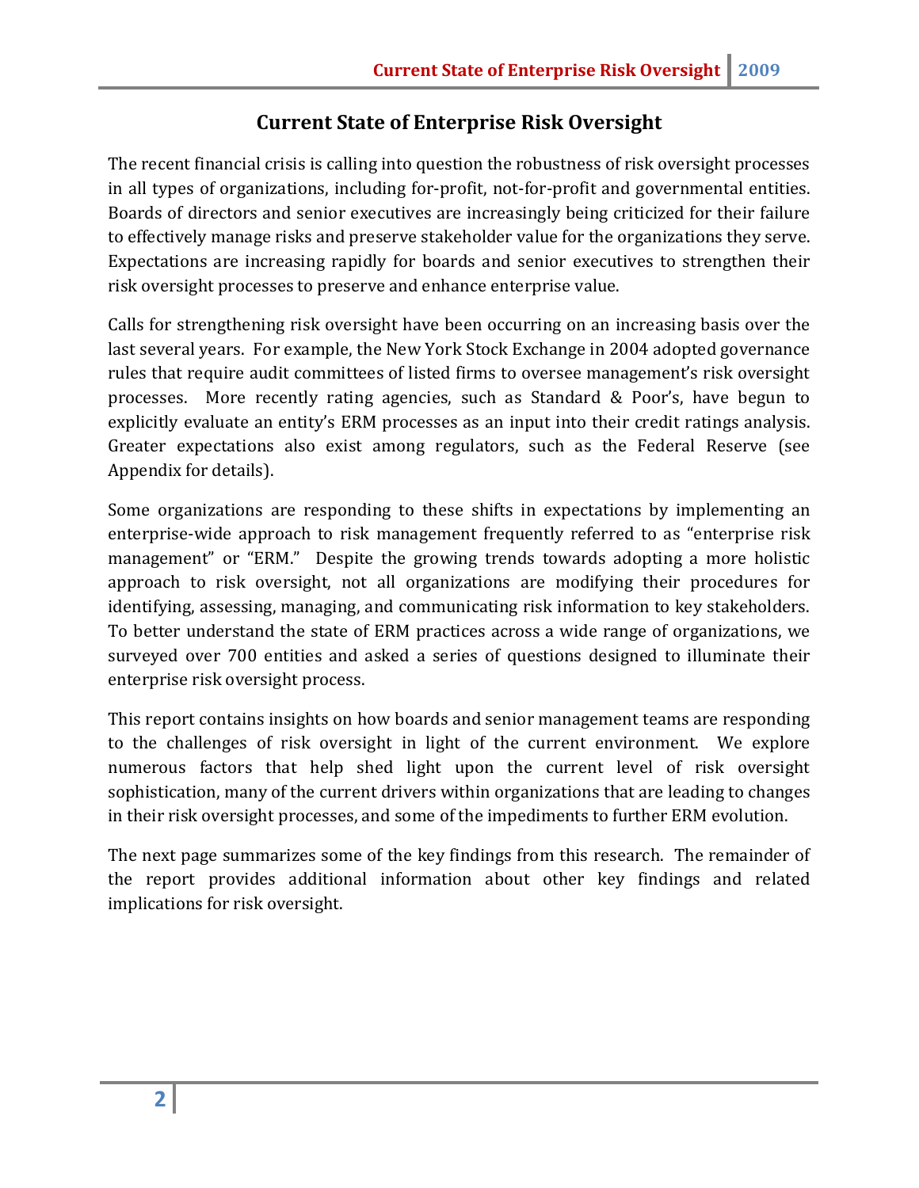# Current State of Enterprise Risk Oversight

The recent financial crisis is calling into question the robustness of risk oversight processes in all types of organizations, including for-profit, not-for-profit and governmental entities. Boards of directors and senior executives are increasingly being criticized for their failure to effectively manage risks and preserve stakeholder value for the organizations they serve. Expectations are increasing rapidly for boards and senior executives to strengthen their risk oversight processes to preserve and enhance enterprise value.

Calls for strengthening risk oversight have been occurring on an increasing basis over the last several years. For example, the New York Stock Exchange in 2004 adopted governance rules that require audit committees of listed firms to oversee management's risk oversight processes. More recently rating agencies, such as Standard & Poor's, have begun to explicitly evaluate an entity's ERM processes as an input into their credit ratings analysis. Greater expectations also exist among regulators, such as the Federal Reserve (see Appendix for details).

Some organizations are responding to these shifts in expectations by implementing an enterprise-wide approach to risk management frequently referred to as "enterprise risk management" or "ERM." Despite the growing trends towards adopting a more holistic approach to risk oversight, not all organizations are modifying their procedures for identifying, assessing, managing, and communicating risk information to key stakeholders. To better understand the state of ERM practices across a wide range of organizations, we surveyed over 700 entities and asked a series of questions designed to illuminate their enterprise risk oversight process.

This report contains insights on how boards and senior management teams are responding to the challenges of risk oversight in light of the current environment. We explore numerous factors that help shed light upon the current level of risk oversight sophistication, many of the current drivers within organizations that are leading to changes in their risk oversight processes, and some of the impediments to further ERM evolution.

The next page summarizes some of the key findings from this research. The remainder of the report provides additional information about other key findings and related implications for risk oversight.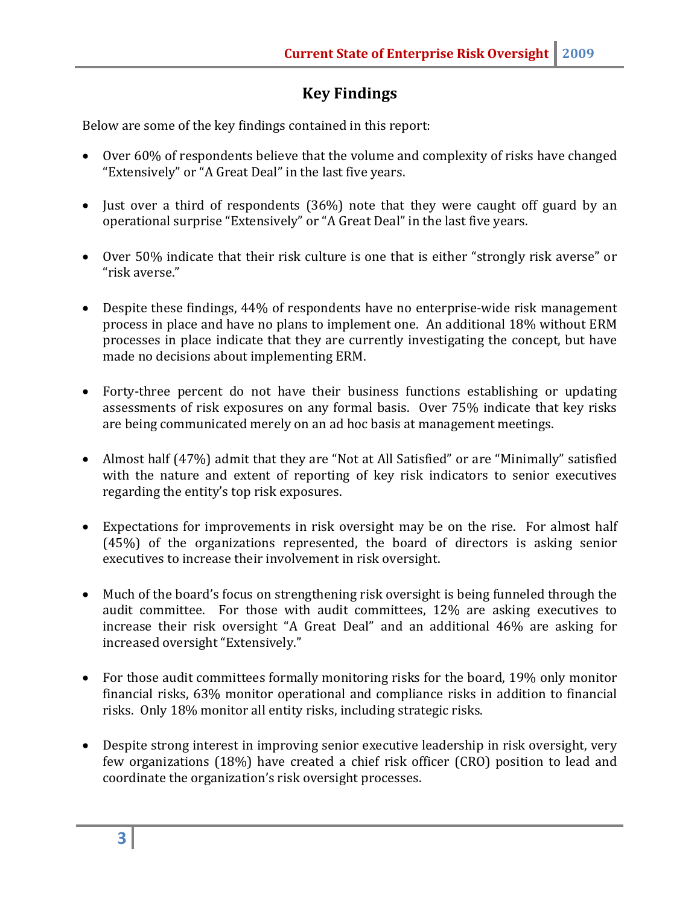## Key Findings

Below are some of the key findings contained in this report:

- Over 60% of respondents believe that the volume and complexity of risks have changed "Extensively" or "A Great Deal" in the last five years.
- Just over a third of respondents (36%) note that they were caught off guard by an operational surprise "Extensively" or "A Great Deal" in the last five years.
- Over 50% indicate that their risk culture is one that is either "strongly risk averse" or "risk averse."
- Despite these findings, 44% of respondents have no enterprise-wide risk management process in place and have no plans to implement one. An additional 18% without ERM processes in place indicate that they are currently investigating the concept, but have made no decisions about implementing ERM.
- Forty-three percent do not have their business functions establishing or updating assessments of risk exposures on any formal basis. Over 75% indicate that key risks are being communicated merely on an ad hoc basis at management meetings.
- Almost half (47%) admit that they are "Not at All Satisfied" or are "Minimally" satisfied with the nature and extent of reporting of key risk indicators to senior executives regarding the entity's top risk exposures.
- Expectations for improvements in risk oversight may be on the rise. For almost half (45%) of the organizations represented, the board of directors is asking senior executives to increase their involvement in risk oversight.
- Much of the board's focus on strengthening risk oversight is being funneled through the audit committee. For those with audit committees, 12% are asking executives to increase their risk oversight "A Great Deal" and an additional 46% are asking for increased oversight "Extensively."
- For those audit committees formally monitoring risks for the board, 19% only monitor financial risks, 63% monitor operational and compliance risks in addition to financial risks. Only 18% monitor all entity risks, including strategic risks.
- Despite strong interest in improving senior executive leadership in risk oversight, very few organizations (18%) have created a chief risk officer (CRO) position to lead and coordinate the organization's risk oversight processes.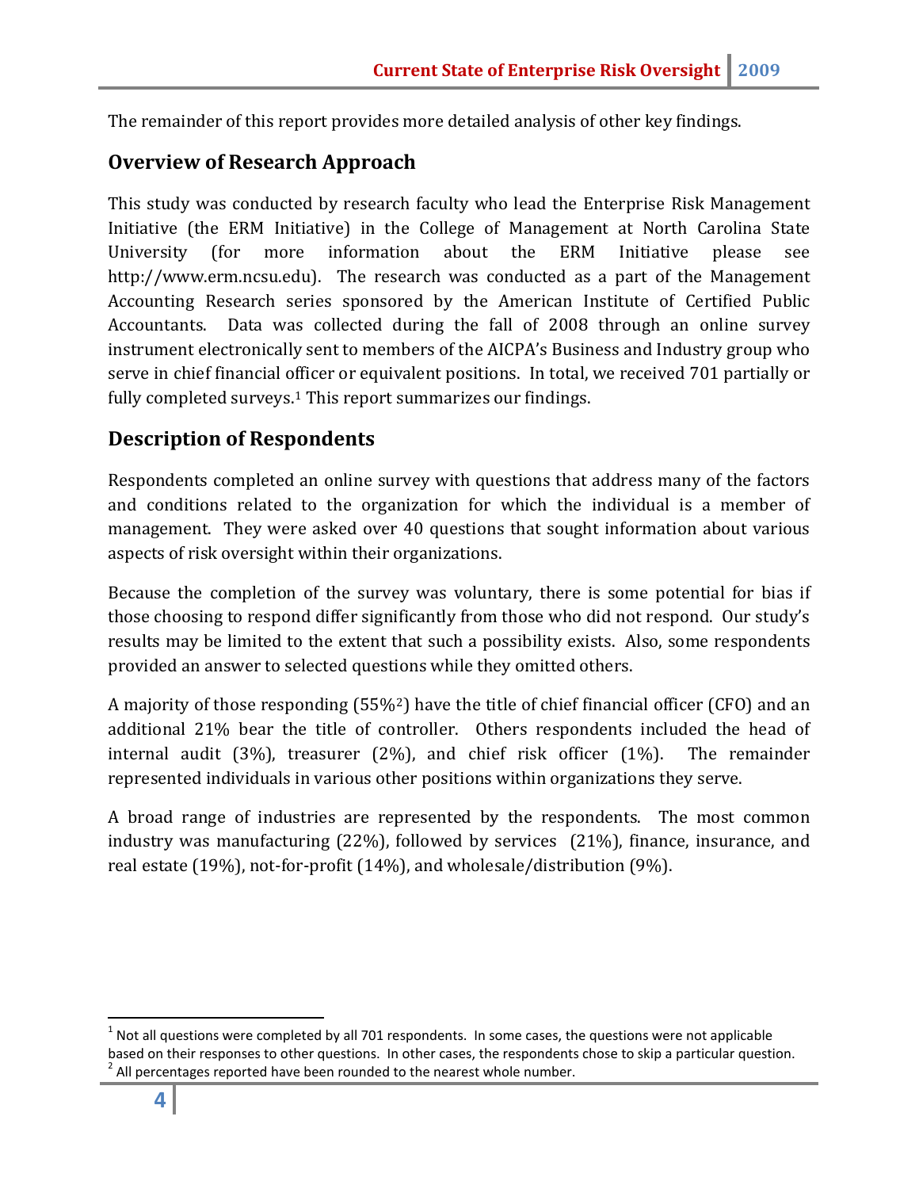The remainder of this report provides more detailed analysis of other key findings.

## Overview of Research Approach

This study was conducted by research faculty who lead the Enterprise Risk Management Initiative (the ERM Initiative) in the College of Management at North Carolina State University (for more information about the ERM Initiative please see http://www.erm.ncsu.edu). The research was conducted as a part of the Management Accounting Research series sponsored by the American Institute of Certified Public Accountants. Data was collected during the fall of 2008 through an online survey instrument electronically sent to members of the AICPA's Business and Industry group who serve in chief financial officer or equivalent positions. In total, we received 701 partially or fully completed surveys.[1] This report summarizes our findings.

## Description of Respondents

Respondents completed an online survey with questions that address many of the factors and conditions related to the organization for which the individual is a member of management. They were asked over 40 questions that sought information about various aspects of risk oversight within their organizations.

Because the completion of the survey was voluntary, there is some potential for bias if those choosing to respond differ significantly from those who did not respond. Our study's results may be limited to the extent that such a possibility exists. Also, some respondents provided an answer to selected questions while they omitted others.

A majority of those responding (55%[2]) have the title of chief financial officer (CFO) and an additional 21% bear the title of controller. Others respondents included the head of internal audit (3%), treasurer (2%), and chief risk officer (1%). The remainder represented individuals in various other positions within organizations they serve.

A broad range of industries are represented by the respondents. The most common industry was manufacturing (22%), followed by services (21%), finance, insurance, and real estate (19%), not-for-profit (14%), and wholesale/distribution (9%).

---

[1] Not all questions were completed by all 701 respondents. In some cases, the questions were not applicable based on their responses to other questions. In other cases, the respondents chose to skip a particular question.

[2] All percentages reported have been rounded to the nearest whole number.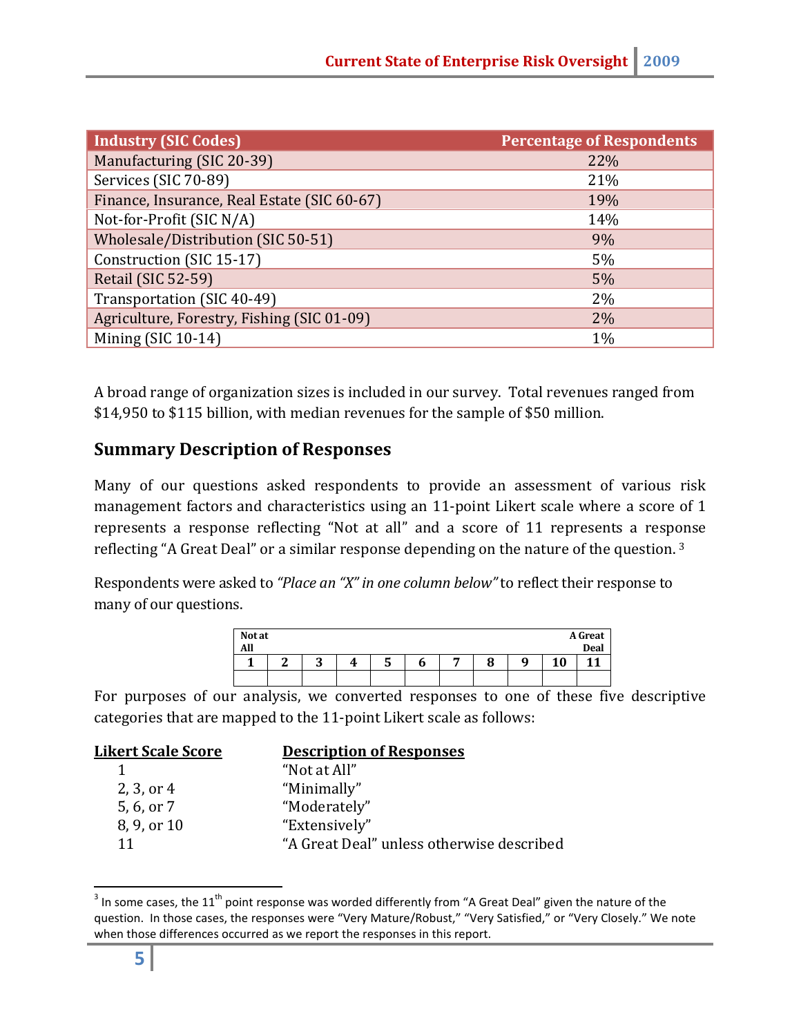| Industry (SIC Codes) | Percentage of Respondents |
|---|---|
| Manufacturing (SIC 20-39) | 22% |
| Services (SIC 70-89) | 21% |
| Finance, Insurance, Real Estate (SIC 60-67) | 19% |
| Not-for-Profit (SIC N/A) | 14% |
| Wholesale/Distribution (SIC 50-51) | 9% |
| Construction (SIC 15-17) | 5% |
| Retail (SIC 52-59) | 5% |
| Transportation (SIC 40-49) | 2% |
| Agriculture, Forestry, Fishing (SIC 01-09) | 2% |
| Mining (SIC 10-14) | 1% |

A broad range of organization sizes is included in our survey. Total revenues ranged from $14,950 to $115 billion, with median revenues for the sample of $50 million.

## Summary Description of Responses

Many of our questions asked respondents to provide an assessment of various risk management factors and characteristics using an 11-point Likert scale where a score of 1 represents a response reflecting "Not at all" and a score of 11 represents a response reflecting "A Great Deal" or a similar response depending on the nature of the question. [3]

Respondents were asked to *"Place an "X" in one column below"* to reflect their response to many of our questions.

| Not at All | | | | | | | | | | A Great Deal |
|---|---|---|---|---|---|---|---|---|---|---|
| 1 | 2 | 3 | 4 | 5 | 6 | 7 | 8 | 9 | 10 | 11 |
| | | | | | | | | | | |

For purposes of our analysis, we converted responses to one of these five descriptive categories that are mapped to the 11-point Likert scale as follows:

| Likert Scale Score | Description of Responses |
|---|---|
| 1 | "Not at All" |
| 2, 3, or 4 | "Minimally" |
| 5, 6, or 7 | "Moderately" |
| 8, 9, or 10 | "Extensively" |
| 11 | "A Great Deal" unless otherwise described |

[3] In some cases, the 11th point response was worded differently from "A Great Deal" given the nature of the question. In those cases, the responses were "Very Mature/Robust," "Very Satisfied," or "Very Closely." We note when those differences occurred as we report the responses in this report.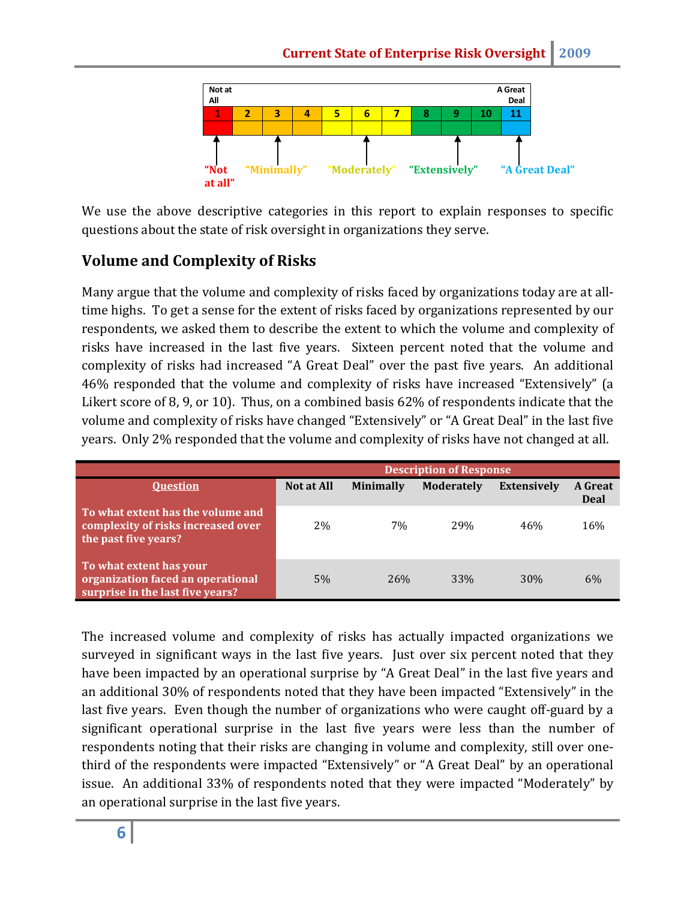| Not at All | | | | | | | | | | A Great Deal |
|---|---|---|---|---|---|---|---|---|---|---|
| 1 | 2 | 3 | 4 | 5 | 6 | 7 | 8 | 9 | 10 | 11 |

"Not at all" — "Minimally" — "Moderately" — "Extensively" — "A Great Deal"

We use the above descriptive categories in this report to explain responses to specific questions about the state of risk oversight in organizations they serve.

## Volume and Complexity of Risks

Many argue that the volume and complexity of risks faced by organizations today are at all-time highs. To get a sense for the extent of risks faced by organizations represented by our respondents, we asked them to describe the extent to which the volume and complexity of risks have increased in the last five years. Sixteen percent noted that the volume and complexity of risks had increased "A Great Deal" over the past five years. An additional 46% responded that the volume and complexity of risks have increased "Extensively" (a Likert score of 8, 9, or 10). Thus, on a combined basis 62% of respondents indicate that the volume and complexity of risks have changed "Extensively" or "A Great Deal" in the last five years. Only 2% responded that the volume and complexity of risks have not changed at all.

| Question | Description of Response | | | | |
|---|---|---|---|---|---|
| | Not at All | Minimally | Moderately | Extensively | A Great Deal |
| To what extent has the volume and complexity of risks increased over the past five years? | 2% | 7% | 29% | 46% | 16% |
| To what extent has your organization faced an operational surprise in the last five years? | 5% | 26% | 33% | 30% | 6% |

The increased volume and complexity of risks has actually impacted organizations we surveyed in significant ways in the last five years. Just over six percent noted that they have been impacted by an operational surprise by "A Great Deal" in the last five years and an additional 30% of respondents noted that they have been impacted "Extensively" in the last five years. Even though the number of organizations who were caught off-guard by a significant operational surprise in the last five years were less than the number of respondents noting that their risks are changing in volume and complexity, still over one-third of the respondents were impacted "Extensively" or "A Great Deal" by an operational issue. An additional 33% of respondents noted that they were impacted "Moderately" by an operational surprise in the last five years.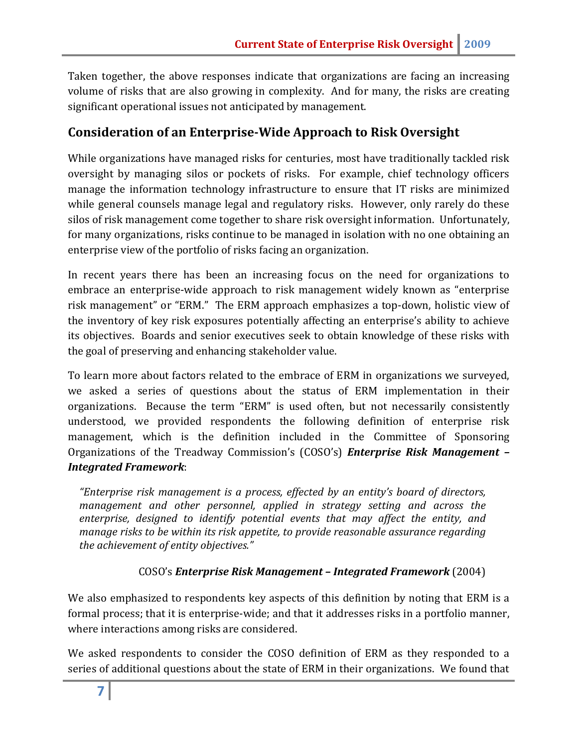Taken together, the above responses indicate that organizations are facing an increasing volume of risks that are also growing in complexity. And for many, the risks are creating significant operational issues not anticipated by management.

## Consideration of an Enterprise-Wide Approach to Risk Oversight

While organizations have managed risks for centuries, most have traditionally tackled risk oversight by managing silos or pockets of risks. For example, chief technology officers manage the information technology infrastructure to ensure that IT risks are minimized while general counsels manage legal and regulatory risks. However, only rarely do these silos of risk management come together to share risk oversight information. Unfortunately, for many organizations, risks continue to be managed in isolation with no one obtaining an enterprise view of the portfolio of risks facing an organization.

In recent years there has been an increasing focus on the need for organizations to embrace an enterprise-wide approach to risk management widely known as "enterprise risk management" or "ERM." The ERM approach emphasizes a top-down, holistic view of the inventory of key risk exposures potentially affecting an enterprise's ability to achieve its objectives. Boards and senior executives seek to obtain knowledge of these risks with the goal of preserving and enhancing stakeholder value.

To learn more about factors related to the embrace of ERM in organizations we surveyed, we asked a series of questions about the status of ERM implementation in their organizations. Because the term "ERM" is used often, but not necessarily consistently understood, we provided respondents the following definition of enterprise risk management, which is the definition included in the Committee of Sponsoring Organizations of the Treadway Commission's (COSO's) ***Enterprise Risk Management – Integrated Framework***:

> *"Enterprise risk management is a process, effected by an entity's board of directors, management and other personnel, applied in strategy setting and across the enterprise, designed to identify potential events that may affect the entity, and manage risks to be within its risk appetite, to provide reasonable assurance regarding the achievement of entity objectives."*
>
> COSO's ***Enterprise Risk Management – Integrated Framework*** (2004)

We also emphasized to respondents key aspects of this definition by noting that ERM is a formal process; that it is enterprise-wide; and that it addresses risks in a portfolio manner, where interactions among risks are considered.

We asked respondents to consider the COSO definition of ERM as they responded to a series of additional questions about the state of ERM in their organizations. We found that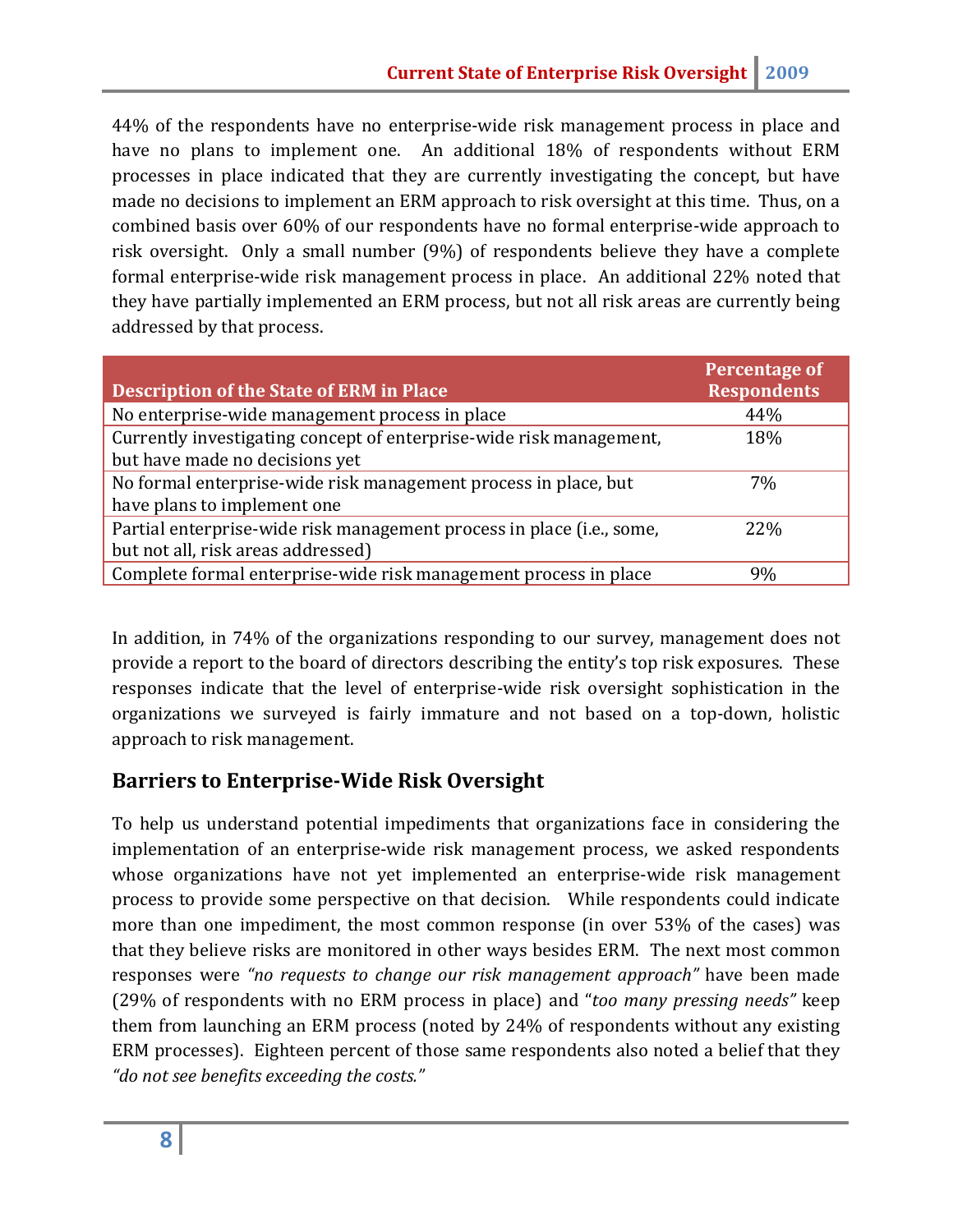44% of the respondents have no enterprise-wide risk management process in place and have no plans to implement one. An additional 18% of respondents without ERM processes in place indicated that they are currently investigating the concept, but have made no decisions to implement an ERM approach to risk oversight at this time. Thus, on a combined basis over 60% of our respondents have no formal enterprise-wide approach to risk oversight. Only a small number (9%) of respondents believe they have a complete formal enterprise-wide risk management process in place. An additional 22% noted that they have partially implemented an ERM process, but not all risk areas are currently being addressed by that process.

| Description of the State of ERM in Place | Percentage of Respondents |
|---|---|
| No enterprise-wide management process in place | 44% |
| Currently investigating concept of enterprise-wide risk management, but have made no decisions yet | 18% |
| No formal enterprise-wide risk management process in place, but have plans to implement one | 7% |
| Partial enterprise-wide risk management process in place (i.e., some, but not all, risk areas addressed) | 22% |
| Complete formal enterprise-wide risk management process in place | 9% |

In addition, in 74% of the organizations responding to our survey, management does not provide a report to the board of directors describing the entity's top risk exposures. These responses indicate that the level of enterprise-wide risk oversight sophistication in the organizations we surveyed is fairly immature and not based on a top-down, holistic approach to risk management.

## Barriers to Enterprise-Wide Risk Oversight

To help us understand potential impediments that organizations face in considering the implementation of an enterprise-wide risk management process, we asked respondents whose organizations have not yet implemented an enterprise-wide risk management process to provide some perspective on that decision. While respondents could indicate more than one impediment, the most common response (in over 53% of the cases) was that they believe risks are monitored in other ways besides ERM. The next most common responses were *"no requests to change our risk management approach"* have been made (29% of respondents with no ERM process in place) and "*too many pressing needs"* keep them from launching an ERM process (noted by 24% of respondents without any existing ERM processes). Eighteen percent of those same respondents also noted a belief that they *"do not see benefits exceeding the costs."*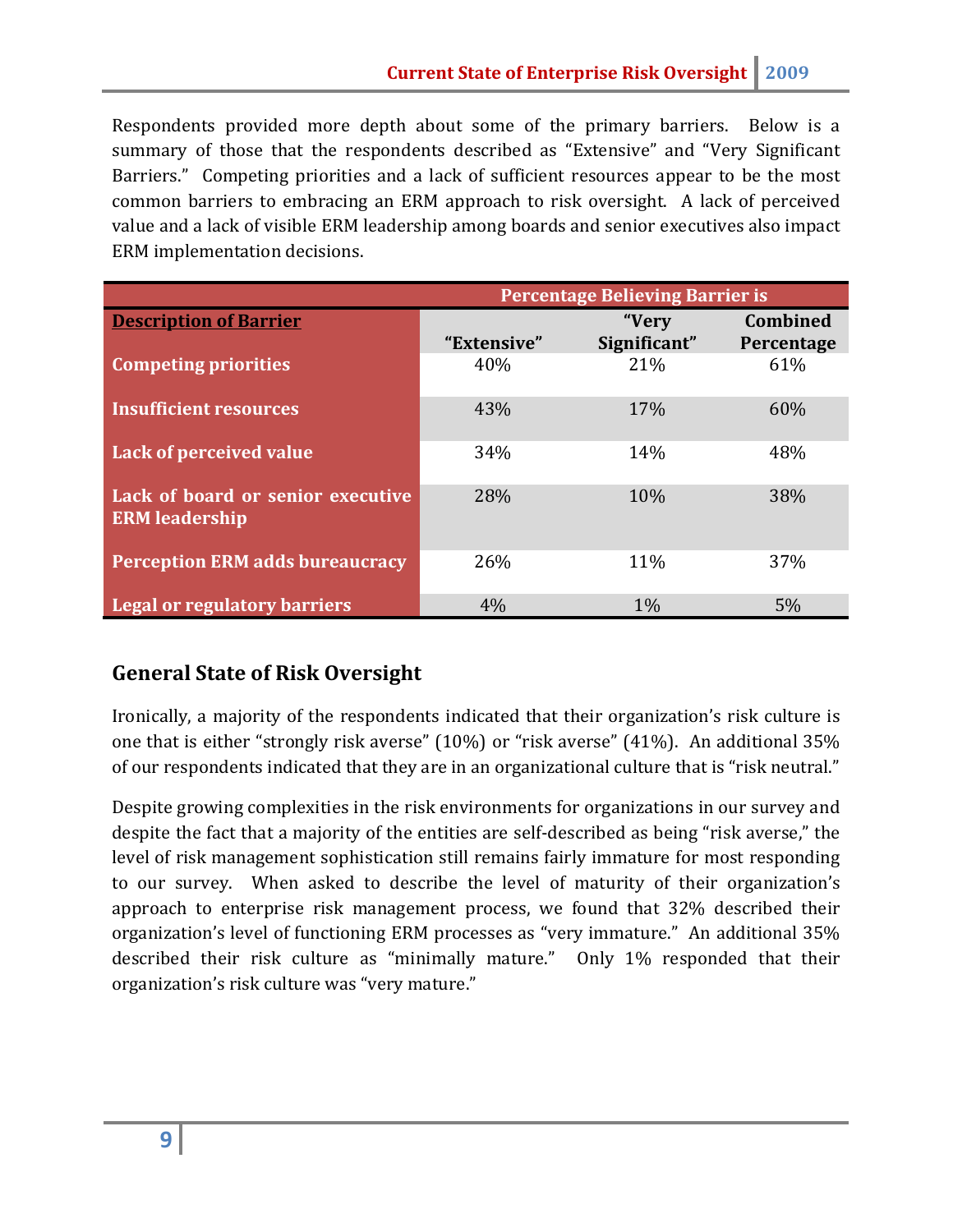Respondents provided more depth about some of the primary barriers. Below is a summary of those that the respondents described as "Extensive" and "Very Significant Barriers." Competing priorities and a lack of sufficient resources appear to be the most common barriers to embracing an ERM approach to risk oversight. A lack of perceived value and a lack of visible ERM leadership among boards and senior executives also impact ERM implementation decisions.

| | Percentage Believing Barrier is | | |
|---|---|---|---|
| **Description of Barrier** | "Extensive" | "Very Significant" | Combined Percentage |
| **Competing priorities** | 40% | 21% | 61% |
| **Insufficient resources** | 43% | 17% | 60% |
| **Lack of perceived value** | 34% | 14% | 48% |
| **Lack of board or senior executive ERM leadership** | 28% | 10% | 38% |
| **Perception ERM adds bureaucracy** | 26% | 11% | 37% |
| **Legal or regulatory barriers** | 4% | 1% | 5% |

## General State of Risk Oversight

Ironically, a majority of the respondents indicated that their organization's risk culture is one that is either "strongly risk averse" (10%) or "risk averse" (41%). An additional 35% of our respondents indicated that they are in an organizational culture that is "risk neutral."

Despite growing complexities in the risk environments for organizations in our survey and despite the fact that a majority of the entities are self-described as being "risk averse," the level of risk management sophistication still remains fairly immature for most responding to our survey. When asked to describe the level of maturity of their organization's approach to enterprise risk management process, we found that 32% described their organization's level of functioning ERM processes as "very immature." An additional 35% described their risk culture as "minimally mature." Only 1% responded that their organization's risk culture was "very mature."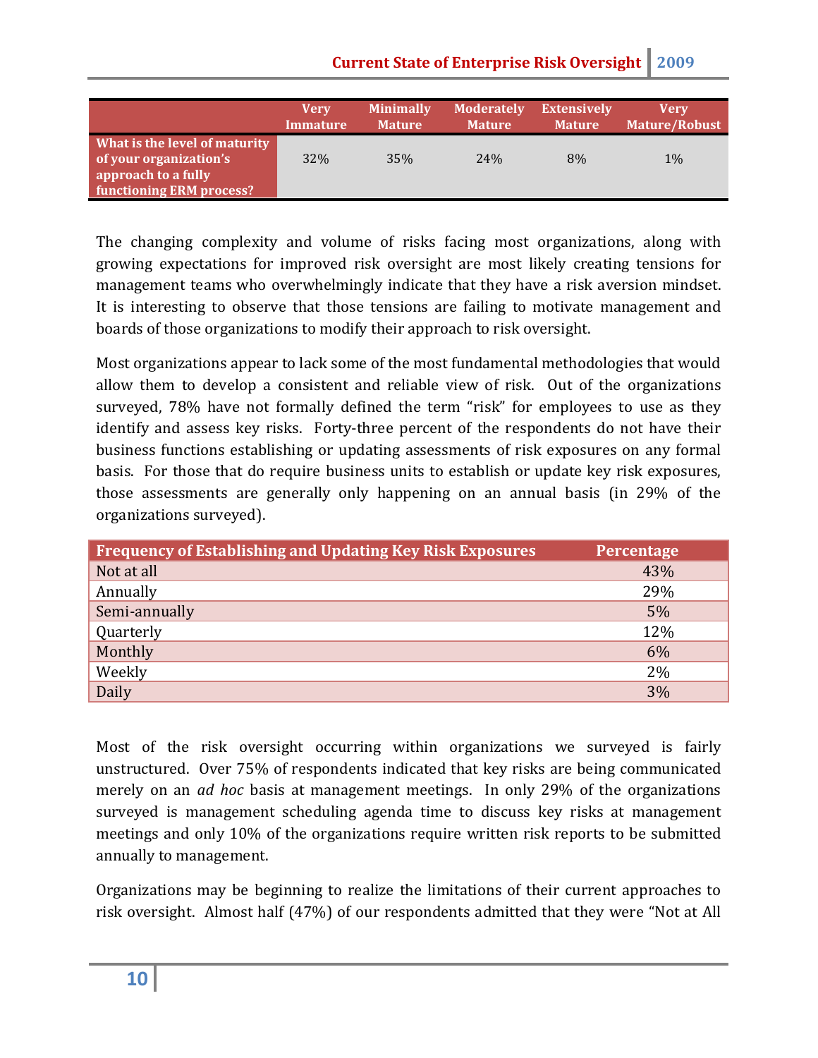| | Very Immature | Minimally Mature | Moderately Mature | Extensively Mature | Very Mature/Robust |
|---|---|---|---|---|---|
| **What is the level of maturity of your organization's approach to a fully functioning ERM process?** | 32% | 35% | 24% | 8% | 1% |

The changing complexity and volume of risks facing most organizations, along with growing expectations for improved risk oversight are most likely creating tensions for management teams who overwhelmingly indicate that they have a risk aversion mindset. It is interesting to observe that those tensions are failing to motivate management and boards of those organizations to modify their approach to risk oversight.

Most organizations appear to lack some of the most fundamental methodologies that would allow them to develop a consistent and reliable view of risk. Out of the organizations surveyed, 78% have not formally defined the term "risk" for employees to use as they identify and assess key risks. Forty-three percent of the respondents do not have their business functions establishing or updating assessments of risk exposures on any formal basis. For those that do require business units to establish or update key risk exposures, those assessments are generally only happening on an annual basis (in 29% of the organizations surveyed).

| Frequency of Establishing and Updating Key Risk Exposures | Percentage |
|---|---|
| Not at all | 43% |
| Annually | 29% |
| Semi-annually | 5% |
| Quarterly | 12% |
| Monthly | 6% |
| Weekly | 2% |
| Daily | 3% |

Most of the risk oversight occurring within organizations we surveyed is fairly unstructured. Over 75% of respondents indicated that key risks are being communicated merely on an *ad hoc* basis at management meetings. In only 29% of the organizations surveyed is management scheduling agenda time to discuss key risks at management meetings and only 10% of the organizations require written risk reports to be submitted annually to management.

Organizations may be beginning to realize the limitations of their current approaches to risk oversight. Almost half (47%) of our respondents admitted that they were "Not at All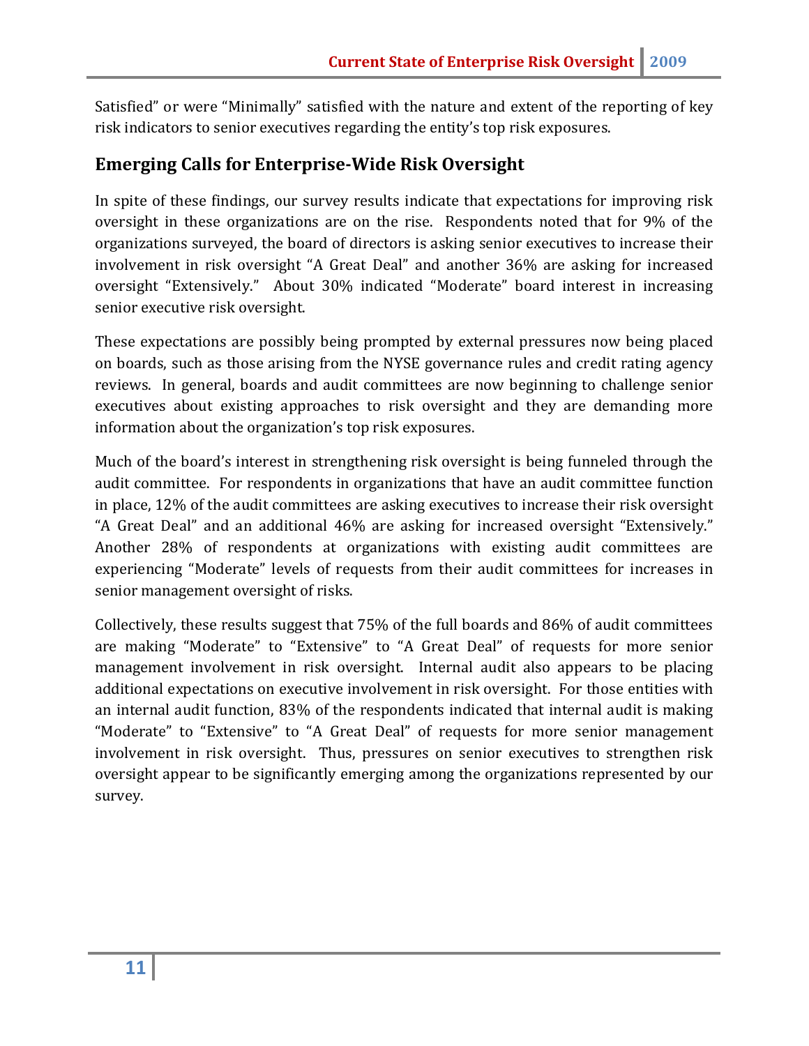Satisfied" or were "Minimally" satisfied with the nature and extent of the reporting of key risk indicators to senior executives regarding the entity's top risk exposures.

## Emerging Calls for Enterprise-Wide Risk Oversight

In spite of these findings, our survey results indicate that expectations for improving risk oversight in these organizations are on the rise. Respondents noted that for 9% of the organizations surveyed, the board of directors is asking senior executives to increase their involvement in risk oversight "A Great Deal" and another 36% are asking for increased oversight "Extensively." About 30% indicated "Moderate" board interest in increasing senior executive risk oversight.

These expectations are possibly being prompted by external pressures now being placed on boards, such as those arising from the NYSE governance rules and credit rating agency reviews. In general, boards and audit committees are now beginning to challenge senior executives about existing approaches to risk oversight and they are demanding more information about the organization's top risk exposures.

Much of the board's interest in strengthening risk oversight is being funneled through the audit committee. For respondents in organizations that have an audit committee function in place, 12% of the audit committees are asking executives to increase their risk oversight "A Great Deal" and an additional 46% are asking for increased oversight "Extensively." Another 28% of respondents at organizations with existing audit committees are experiencing "Moderate" levels of requests from their audit committees for increases in senior management oversight of risks.

Collectively, these results suggest that 75% of the full boards and 86% of audit committees are making "Moderate" to "Extensive" to "A Great Deal" of requests for more senior management involvement in risk oversight. Internal audit also appears to be placing additional expectations on executive involvement in risk oversight. For those entities with an internal audit function, 83% of the respondents indicated that internal audit is making "Moderate" to "Extensive" to "A Great Deal" of requests for more senior management involvement in risk oversight. Thus, pressures on senior executives to strengthen risk oversight appear to be significantly emerging among the organizations represented by our survey.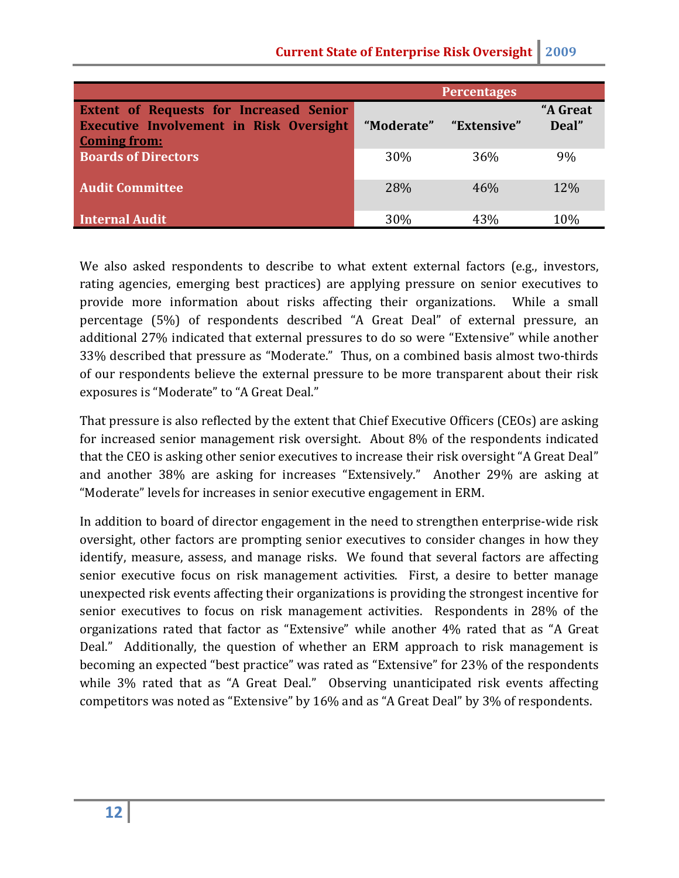| Extent of Requests for Increased Senior Executive Involvement in Risk Oversight Coming from: | Percentages | | |
|---|---|---|---|
| | "Moderate" | "Extensive" | "A Great Deal" |
| **Boards of Directors** | 30% | 36% | 9% |
| **Audit Committee** | 28% | 46% | 12% |
| **Internal Audit** | 30% | 43% | 10% |

We also asked respondents to describe to what extent external factors (e.g., investors, rating agencies, emerging best practices) are applying pressure on senior executives to provide more information about risks affecting their organizations. While a small percentage (5%) of respondents described "A Great Deal" of external pressure, an additional 27% indicated that external pressures to do so were "Extensive" while another 33% described that pressure as "Moderate." Thus, on a combined basis almost two-thirds of our respondents believe the external pressure to be more transparent about their risk exposures is "Moderate" to "A Great Deal."

That pressure is also reflected by the extent that Chief Executive Officers (CEOs) are asking for increased senior management risk oversight. About 8% of the respondents indicated that the CEO is asking other senior executives to increase their risk oversight "A Great Deal" and another 38% are asking for increases "Extensively." Another 29% are asking at "Moderate" levels for increases in senior executive engagement in ERM.

In addition to board of director engagement in the need to strengthen enterprise-wide risk oversight, other factors are prompting senior executives to consider changes in how they identify, measure, assess, and manage risks. We found that several factors are affecting senior executive focus on risk management activities. First, a desire to better manage unexpected risk events affecting their organizations is providing the strongest incentive for senior executives to focus on risk management activities. Respondents in 28% of the organizations rated that factor as "Extensive" while another 4% rated that as "A Great Deal." Additionally, the question of whether an ERM approach to risk management is becoming an expected "best practice" was rated as "Extensive" for 23% of the respondents while 3% rated that as "A Great Deal." Observing unanticipated risk events affecting competitors was noted as "Extensive" by 16% and as "A Great Deal" by 3% of respondents.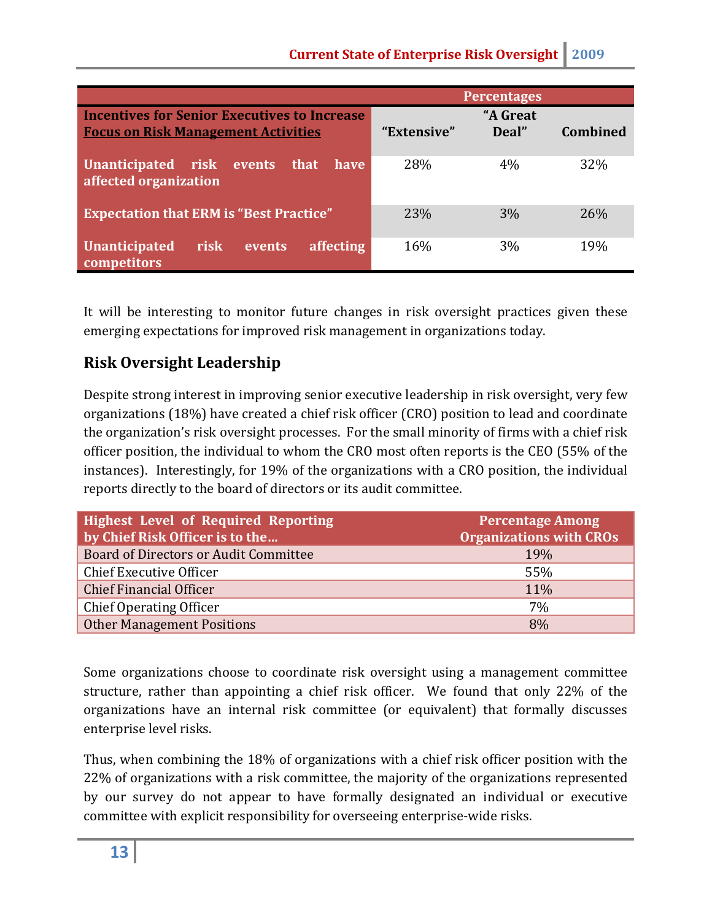| Incentives for Senior Executives to Increase Focus on Risk Management Activities | Percentages | | |
|---|---|---|---|
| | "Extensive" | "A Great Deal" | Combined |
| Unanticipated risk events that have affected organization | 28% | 4% | 32% |
| Expectation that ERM is "Best Practice" | 23% | 3% | 26% |
| Unanticipated risk events affecting competitors | 16% | 3% | 19% |

It will be interesting to monitor future changes in risk oversight practices given these emerging expectations for improved risk management in organizations today.

## Risk Oversight Leadership

Despite strong interest in improving senior executive leadership in risk oversight, very few organizations (18%) have created a chief risk officer (CRO) position to lead and coordinate the organization's risk oversight processes. For the small minority of firms with a chief risk officer position, the individual to whom the CRO most often reports is the CEO (55% of the instances). Interestingly, for 19% of the organizations with a CRO position, the individual reports directly to the board of directors or its audit committee.

| Highest Level of Required Reporting by Chief Risk Officer is to the… | Percentage Among Organizations with CROs |
|---|---|
| Board of Directors or Audit Committee | 19% |
| Chief Executive Officer | 55% |
| Chief Financial Officer | 11% |
| Chief Operating Officer | 7% |
| Other Management Positions | 8% |

Some organizations choose to coordinate risk oversight using a management committee structure, rather than appointing a chief risk officer. We found that only 22% of the organizations have an internal risk committee (or equivalent) that formally discusses enterprise level risks.

Thus, when combining the 18% of organizations with a chief risk officer position with the 22% of organizations with a risk committee, the majority of the organizations represented by our survey do not appear to have formally designated an individual or executive committee with explicit responsibility for overseeing enterprise-wide risks.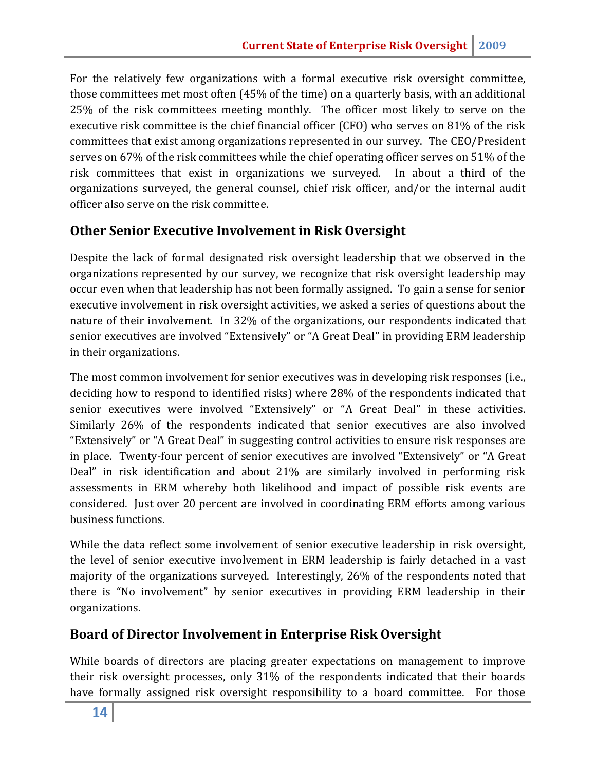For the relatively few organizations with a formal executive risk oversight committee, those committees met most often (45% of the time) on a quarterly basis, with an additional 25% of the risk committees meeting monthly. The officer most likely to serve on the executive risk committee is the chief financial officer (CFO) who serves on 81% of the risk committees that exist among organizations represented in our survey. The CEO/President serves on 67% of the risk committees while the chief operating officer serves on 51% of the risk committees that exist in organizations we surveyed. In about a third of the organizations surveyed, the general counsel, chief risk officer, and/or the internal audit officer also serve on the risk committee.

## Other Senior Executive Involvement in Risk Oversight

Despite the lack of formal designated risk oversight leadership that we observed in the organizations represented by our survey, we recognize that risk oversight leadership may occur even when that leadership has not been formally assigned. To gain a sense for senior executive involvement in risk oversight activities, we asked a series of questions about the nature of their involvement. In 32% of the organizations, our respondents indicated that senior executives are involved "Extensively" or "A Great Deal" in providing ERM leadership in their organizations.

The most common involvement for senior executives was in developing risk responses (i.e., deciding how to respond to identified risks) where 28% of the respondents indicated that senior executives were involved "Extensively" or "A Great Deal" in these activities. Similarly 26% of the respondents indicated that senior executives are also involved "Extensively" or "A Great Deal" in suggesting control activities to ensure risk responses are in place. Twenty-four percent of senior executives are involved "Extensively" or "A Great Deal" in risk identification and about 21% are similarly involved in performing risk assessments in ERM whereby both likelihood and impact of possible risk events are considered. Just over 20 percent are involved in coordinating ERM efforts among various business functions.

While the data reflect some involvement of senior executive leadership in risk oversight, the level of senior executive involvement in ERM leadership is fairly detached in a vast majority of the organizations surveyed. Interestingly, 26% of the respondents noted that there is "No involvement" by senior executives in providing ERM leadership in their organizations.

## Board of Director Involvement in Enterprise Risk Oversight

While boards of directors are placing greater expectations on management to improve their risk oversight processes, only 31% of the respondents indicated that their boards have formally assigned risk oversight responsibility to a board committee. For those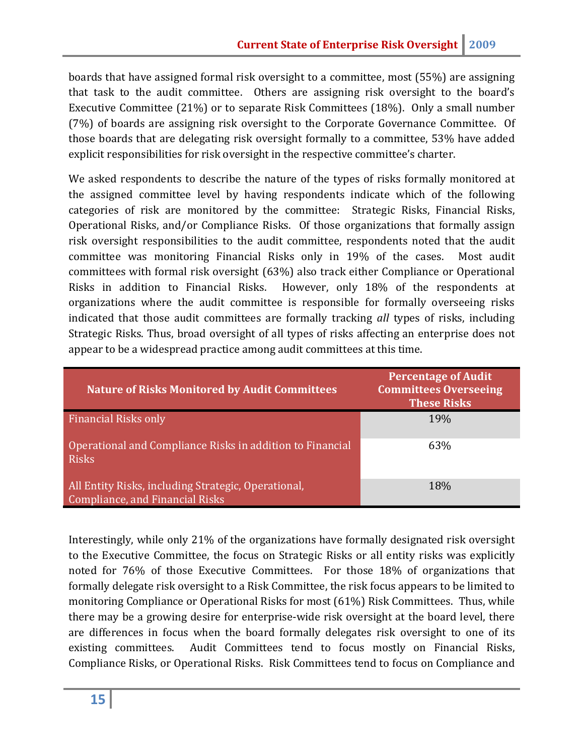boards that have assigned formal risk oversight to a committee, most (55%) are assigning that task to the audit committee. Others are assigning risk oversight to the board's Executive Committee (21%) or to separate Risk Committees (18%). Only a small number (7%) of boards are assigning risk oversight to the Corporate Governance Committee. Of those boards that are delegating risk oversight formally to a committee, 53% have added explicit responsibilities for risk oversight in the respective committee's charter.

We asked respondents to describe the nature of the types of risks formally monitored at the assigned committee level by having respondents indicate which of the following categories of risk are monitored by the committee: Strategic Risks, Financial Risks, Operational Risks, and/or Compliance Risks. Of those organizations that formally assign risk oversight responsibilities to the audit committee, respondents noted that the audit committee was monitoring Financial Risks only in 19% of the cases. Most audit committees with formal risk oversight (63%) also track either Compliance or Operational Risks in addition to Financial Risks. However, only 18% of the respondents at organizations where the audit committee is responsible for formally overseeing risks indicated that those audit committees are formally tracking *all* types of risks, including Strategic Risks. Thus, broad oversight of all types of risks affecting an enterprise does not appear to be a widespread practice among audit committees at this time.

| Nature of Risks Monitored by Audit Committees | Percentage of Audit Committees Overseeing These Risks |
|---|---|
| Financial Risks only | 19% |
| Operational and Compliance Risks in addition to Financial Risks | 63% |
| All Entity Risks, including Strategic, Operational, Compliance, and Financial Risks | 18% |

Interestingly, while only 21% of the organizations have formally designated risk oversight to the Executive Committee, the focus on Strategic Risks or all entity risks was explicitly noted for 76% of those Executive Committees. For those 18% of organizations that formally delegate risk oversight to a Risk Committee, the risk focus appears to be limited to monitoring Compliance or Operational Risks for most (61%) Risk Committees. Thus, while there may be a growing desire for enterprise-wide risk oversight at the board level, there are differences in focus when the board formally delegates risk oversight to one of its existing committees. Audit Committees tend to focus mostly on Financial Risks, Compliance Risks, or Operational Risks. Risk Committees tend to focus on Compliance and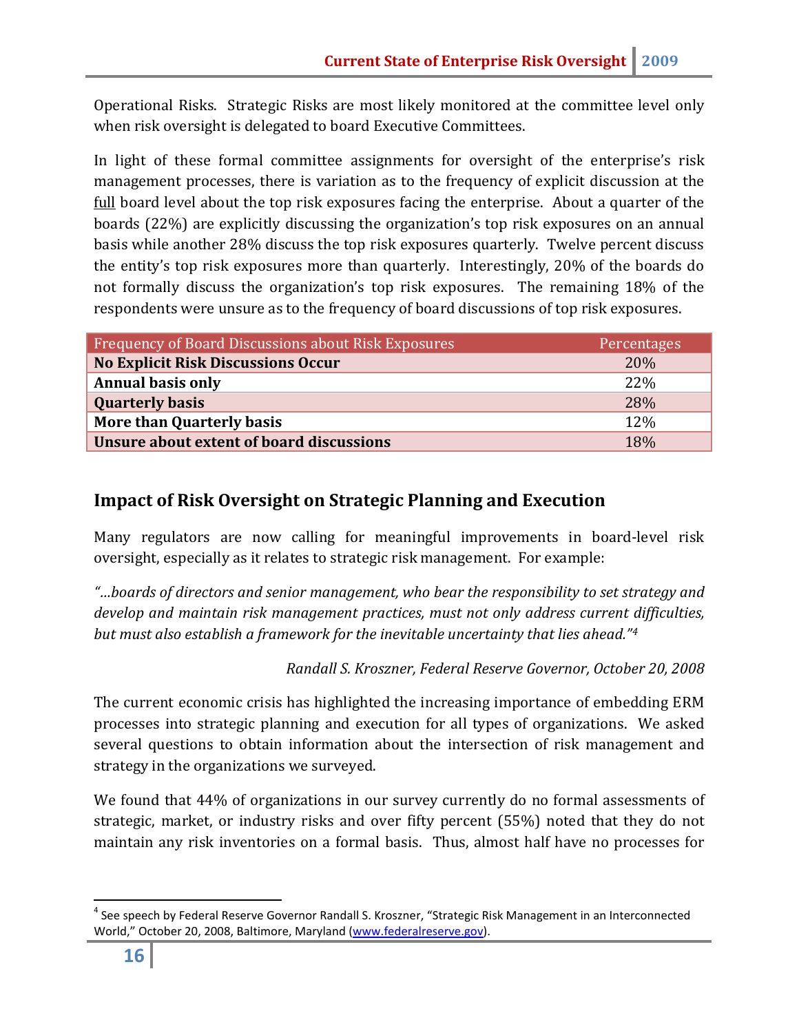Operational Risks. Strategic Risks are most likely monitored at the committee level only when risk oversight is delegated to board Executive Committees.

In light of these formal committee assignments for oversight of the enterprise's risk management processes, there is variation as to the frequency of explicit discussion at the full board level about the top risk exposures facing the enterprise. About a quarter of the boards (22%) are explicitly discussing the organization's top risk exposures on an annual basis while another 28% discuss the top risk exposures quarterly. Twelve percent discuss the entity's top risk exposures more than quarterly. Interestingly, 20% of the boards do not formally discuss the organization's top risk exposures. The remaining 18% of the respondents were unsure as to the frequency of board discussions of top risk exposures.

| Frequency of Board Discussions about Risk Exposures | Percentages |
|---|---|
| **No Explicit Risk Discussions Occur** | 20% |
| **Annual basis only** | 22% |
| **Quarterly basis** | 28% |
| **More than Quarterly basis** | 12% |
| **Unsure about extent of board discussions** | 18% |

## Impact of Risk Oversight on Strategic Planning and Execution

Many regulators are now calling for meaningful improvements in board-level risk oversight, especially as it relates to strategic risk management. For example:

*"…boards of directors and senior management, who bear the responsibility to set strategy and develop and maintain risk management practices, must not only address current difficulties, but must also establish a framework for the inevitable uncertainty that lies ahead."*[4]

*Randall S. Kroszner, Federal Reserve Governor, October 20, 2008*

The current economic crisis has highlighted the increasing importance of embedding ERM processes into strategic planning and execution for all types of organizations. We asked several questions to obtain information about the intersection of risk management and strategy in the organizations we surveyed.

We found that 44% of organizations in our survey currently do no formal assessments of strategic, market, or industry risks and over fifty percent (55%) noted that they do not maintain any risk inventories on a formal basis. Thus, almost half have no processes for

[4] See speech by Federal Reserve Governor Randall S. Kroszner, "Strategic Risk Management in an Interconnected World," October 20, 2008, Baltimore, Maryland (www.federalreserve.gov).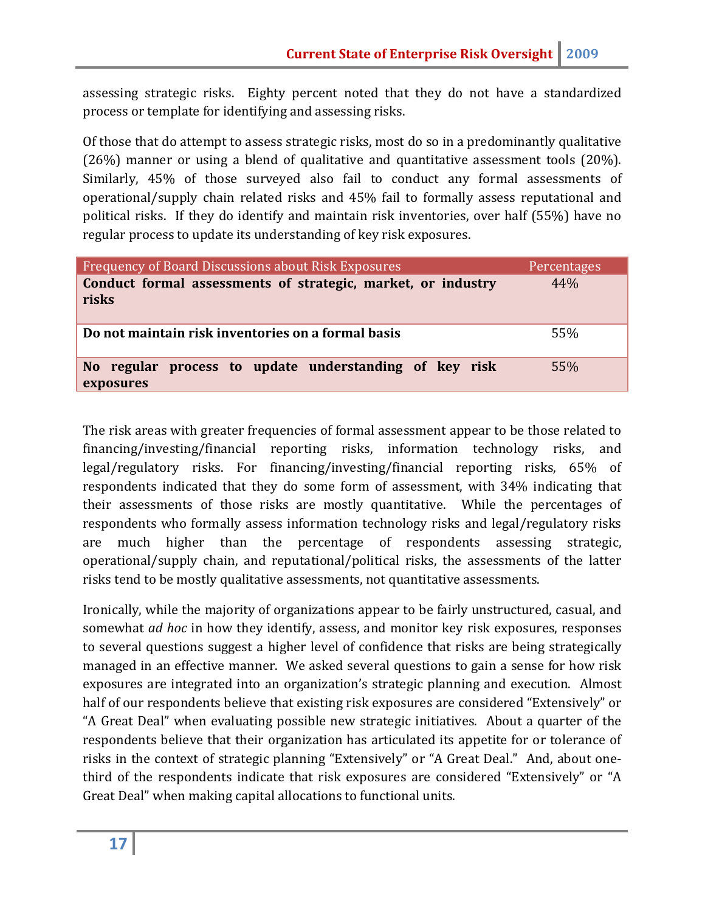assessing strategic risks. Eighty percent noted that they do not have a standardized process or template for identifying and assessing risks.

Of those that do attempt to assess strategic risks, most do so in a predominantly qualitative (26%) manner or using a blend of qualitative and quantitative assessment tools (20%). Similarly, 45% of those surveyed also fail to conduct any formal assessments of operational/supply chain related risks and 45% fail to formally assess reputational and political risks. If they do identify and maintain risk inventories, over half (55%) have no regular process to update its understanding of key risk exposures.

| Frequency of Board Discussions about Risk Exposures | Percentages |
|---|---|
| **Conduct formal assessments of strategic, market, or industry risks** | 44% |
| **Do not maintain risk inventories on a formal basis** | 55% |
| **No regular process to update understanding of key risk exposures** | 55% |

The risk areas with greater frequencies of formal assessment appear to be those related to financing/investing/financial reporting risks, information technology risks, and legal/regulatory risks. For financing/investing/financial reporting risks, 65% of respondents indicated that they do some form of assessment, with 34% indicating that their assessments of those risks are mostly quantitative. While the percentages of respondents who formally assess information technology risks and legal/regulatory risks are much higher than the percentage of respondents assessing strategic, operational/supply chain, and reputational/political risks, the assessments of the latter risks tend to be mostly qualitative assessments, not quantitative assessments.

Ironically, while the majority of organizations appear to be fairly unstructured, casual, and somewhat *ad hoc* in how they identify, assess, and monitor key risk exposures, responses to several questions suggest a higher level of confidence that risks are being strategically managed in an effective manner. We asked several questions to gain a sense for how risk exposures are integrated into an organization's strategic planning and execution. Almost half of our respondents believe that existing risk exposures are considered "Extensively" or "A Great Deal" when evaluating possible new strategic initiatives. About a quarter of the respondents believe that their organization has articulated its appetite for or tolerance of risks in the context of strategic planning "Extensively" or "A Great Deal." And, about one-third of the respondents indicate that risk exposures are considered "Extensively" or "A Great Deal" when making capital allocations to functional units.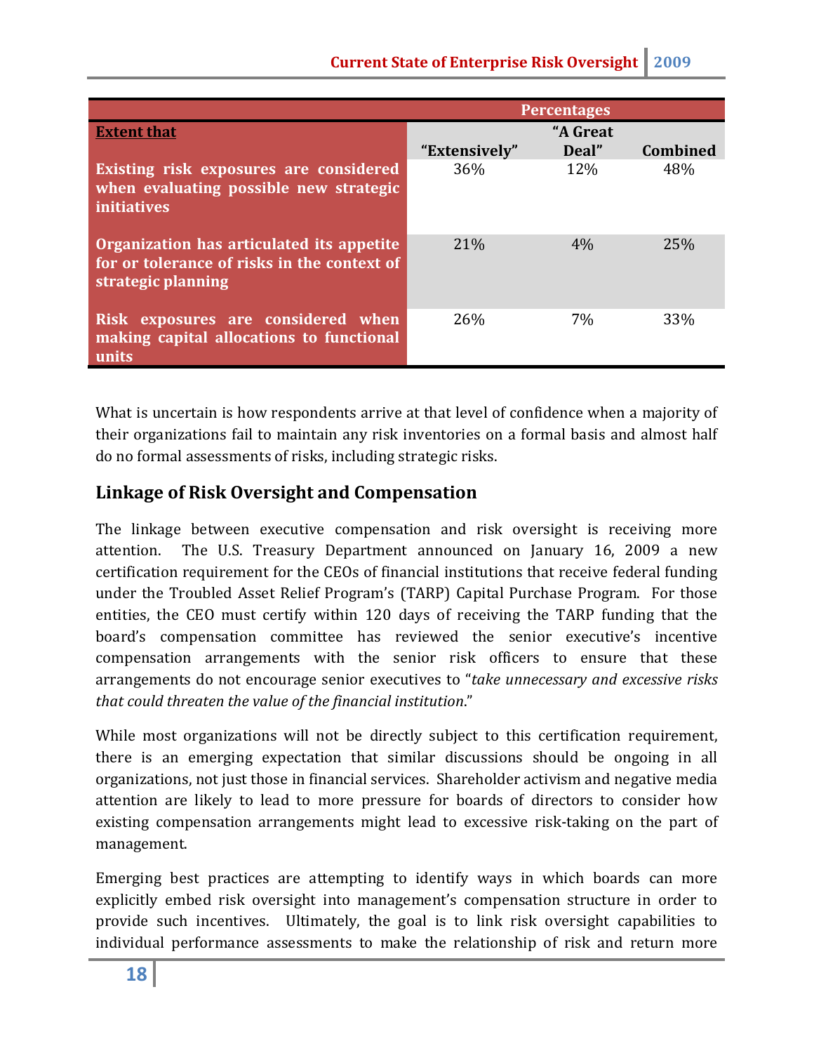| | Percentages | | |
|---|---|---|---|
| **Extent that** | **"Extensively"** | **"A Great Deal"** | **Combined** |
| **Existing risk exposures are considered when evaluating possible new strategic initiatives** | 36% | 12% | 48% |
| **Organization has articulated its appetite for or tolerance of risks in the context of strategic planning** | 21% | 4% | 25% |
| **Risk exposures are considered when making capital allocations to functional units** | 26% | 7% | 33% |

What is uncertain is how respondents arrive at that level of confidence when a majority of their organizations fail to maintain any risk inventories on a formal basis and almost half do no formal assessments of risks, including strategic risks.

## Linkage of Risk Oversight and Compensation

The linkage between executive compensation and risk oversight is receiving more attention. The U.S. Treasury Department announced on January 16, 2009 a new certification requirement for the CEOs of financial institutions that receive federal funding under the Troubled Asset Relief Program's (TARP) Capital Purchase Program. For those entities, the CEO must certify within 120 days of receiving the TARP funding that the board's compensation committee has reviewed the senior executive's incentive compensation arrangements with the senior risk officers to ensure that these arrangements do not encourage senior executives to "*take unnecessary and excessive risks that could threaten the value of the financial institution*."

While most organizations will not be directly subject to this certification requirement, there is an emerging expectation that similar discussions should be ongoing in all organizations, not just those in financial services. Shareholder activism and negative media attention are likely to lead to more pressure for boards of directors to consider how existing compensation arrangements might lead to excessive risk-taking on the part of management.

Emerging best practices are attempting to identify ways in which boards can more explicitly embed risk oversight into management's compensation structure in order to provide such incentives. Ultimately, the goal is to link risk oversight capabilities to individual performance assessments to make the relationship of risk and return more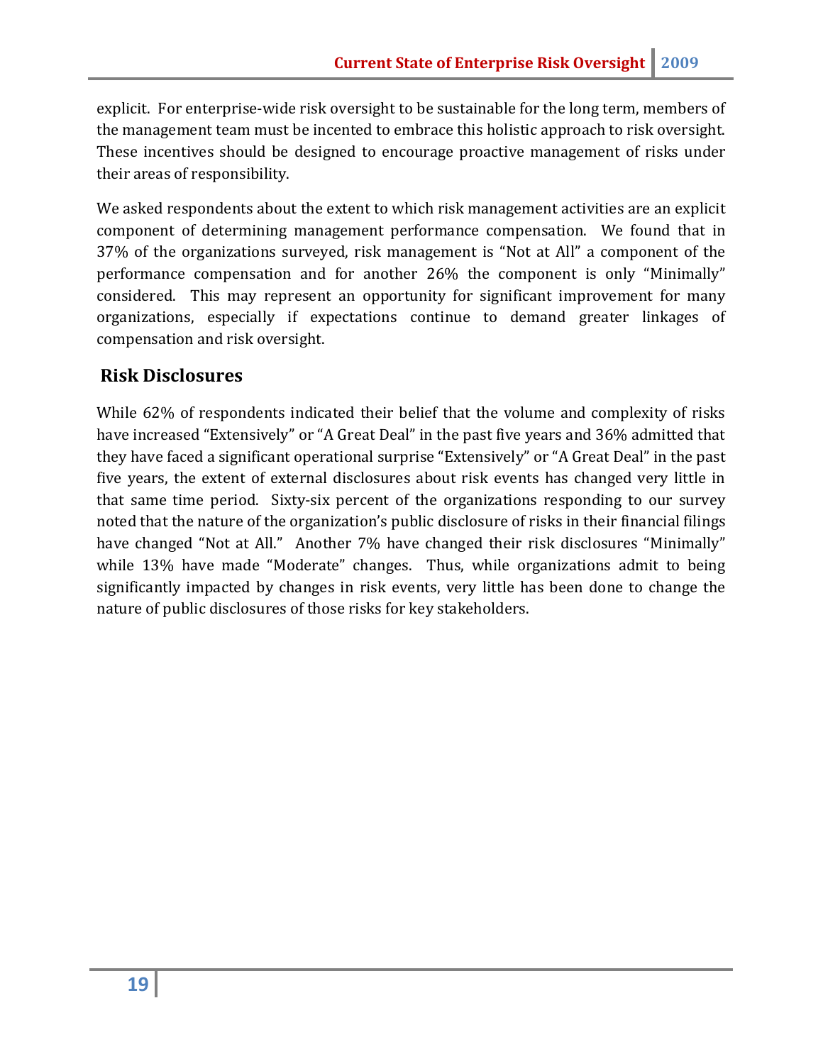explicit. For enterprise-wide risk oversight to be sustainable for the long term, members of the management team must be incented to embrace this holistic approach to risk oversight. These incentives should be designed to encourage proactive management of risks under their areas of responsibility.

We asked respondents about the extent to which risk management activities are an explicit component of determining management performance compensation. We found that in 37% of the organizations surveyed, risk management is "Not at All" a component of the performance compensation and for another 26% the component is only "Minimally" considered. This may represent an opportunity for significant improvement for many organizations, especially if expectations continue to demand greater linkages of compensation and risk oversight.

## Risk Disclosures

While 62% of respondents indicated their belief that the volume and complexity of risks have increased "Extensively" or "A Great Deal" in the past five years and 36% admitted that they have faced a significant operational surprise "Extensively" or "A Great Deal" in the past five years, the extent of external disclosures about risk events has changed very little in that same time period. Sixty-six percent of the organizations responding to our survey noted that the nature of the organization's public disclosure of risks in their financial filings have changed "Not at All." Another 7% have changed their risk disclosures "Minimally" while 13% have made "Moderate" changes. Thus, while organizations admit to being significantly impacted by changes in risk events, very little has been done to change the nature of public disclosures of those risks for key stakeholders.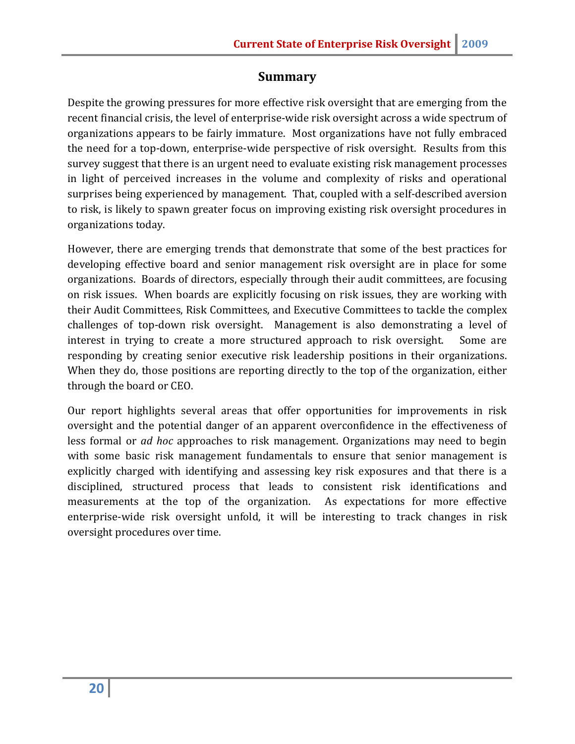## Summary

Despite the growing pressures for more effective risk oversight that are emerging from the recent financial crisis, the level of enterprise-wide risk oversight across a wide spectrum of organizations appears to be fairly immature. Most organizations have not fully embraced the need for a top-down, enterprise-wide perspective of risk oversight. Results from this survey suggest that there is an urgent need to evaluate existing risk management processes in light of perceived increases in the volume and complexity of risks and operational surprises being experienced by management. That, coupled with a self-described aversion to risk, is likely to spawn greater focus on improving existing risk oversight procedures in organizations today.

However, there are emerging trends that demonstrate that some of the best practices for developing effective board and senior management risk oversight are in place for some organizations. Boards of directors, especially through their audit committees, are focusing on risk issues. When boards are explicitly focusing on risk issues, they are working with their Audit Committees, Risk Committees, and Executive Committees to tackle the complex challenges of top-down risk oversight. Management is also demonstrating a level of interest in trying to create a more structured approach to risk oversight. Some are responding by creating senior executive risk leadership positions in their organizations. When they do, those positions are reporting directly to the top of the organization, either through the board or CEO.

Our report highlights several areas that offer opportunities for improvements in risk oversight and the potential danger of an apparent overconfidence in the effectiveness of less formal or *ad hoc* approaches to risk management. Organizations may need to begin with some basic risk management fundamentals to ensure that senior management is explicitly charged with identifying and assessing key risk exposures and that there is a disciplined, structured process that leads to consistent risk identifications and measurements at the top of the organization. As expectations for more effective enterprise-wide risk oversight unfold, it will be interesting to track changes in risk oversight procedures over time.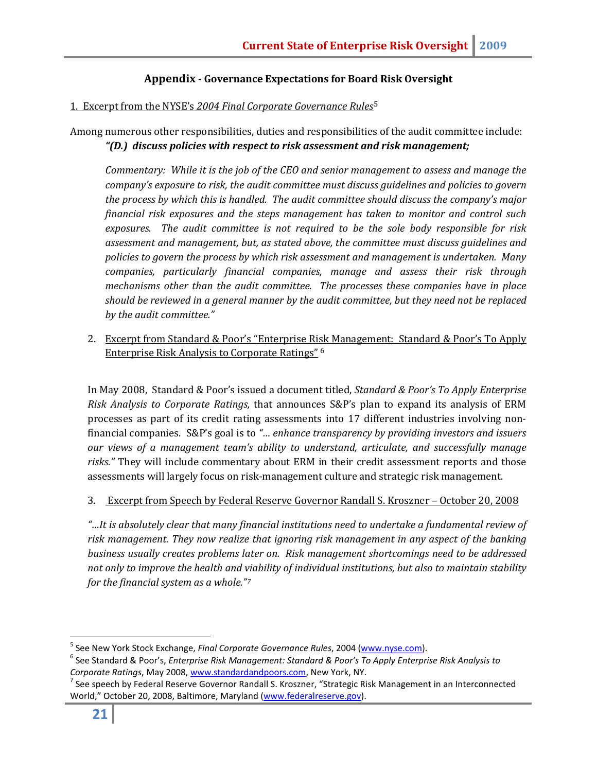## Appendix - Governance Expectations for Board Risk Oversight

1. Excerpt from the NYSE's *2004 Final Corporate Governance Rules*[5]

Among numerous other responsibilities, duties and responsibilities of the audit committee include:

***"(D.) discuss policies with respect to risk assessment and risk management;***

*Commentary: While it is the job of the CEO and senior management to assess and manage the company's exposure to risk, the audit committee must discuss guidelines and policies to govern the process by which this is handled. The audit committee should discuss the company's major financial risk exposures and the steps management has taken to monitor and control such exposures. The audit committee is not required to be the sole body responsible for risk assessment and management, but, as stated above, the committee must discuss guidelines and policies to govern the process by which risk assessment and management is undertaken. Many companies, particularly financial companies, manage and assess their risk through mechanisms other than the audit committee. The processes these companies have in place should be reviewed in a general manner by the audit committee, but they need not be replaced by the audit committee."*

2. Excerpt from Standard & Poor's "Enterprise Risk Management: Standard & Poor's To Apply Enterprise Risk Analysis to Corporate Ratings" [6]

In May 2008, Standard & Poor's issued a document titled, *Standard & Poor's To Apply Enterprise Risk Analysis to Corporate Ratings,* that announces S&P's plan to expand its analysis of ERM processes as part of its credit rating assessments into 17 different industries involving non-financial companies. S&P's goal is to *"… enhance transparency by providing investors and issuers our views of a management team's ability to understand, articulate, and successfully manage risks."* They will include commentary about ERM in their credit assessment reports and those assessments will largely focus on risk-management culture and strategic risk management.

3. Excerpt from Speech by Federal Reserve Governor Randall S. Kroszner – October 20, 2008

*"…It is absolutely clear that many financial institutions need to undertake a fundamental review of risk management. They now realize that ignoring risk management in any aspect of the banking business usually creates problems later on. Risk management shortcomings need to be addressed not only to improve the health and viability of individual institutions, but also to maintain stability for the financial system as a whole."*[7]

---

[5] See New York Stock Exchange, *Final Corporate Governance Rules*, 2004 (www.nyse.com).

[6] See Standard & Poor's, *Enterprise Risk Management: Standard & Poor's To Apply Enterprise Risk Analysis to Corporate Ratings*, May 2008, www.standardandpoors.com, New York, NY.

[7] See speech by Federal Reserve Governor Randall S. Kroszner, "Strategic Risk Management in an Interconnected World," October 20, 2008, Baltimore, Maryland (www.federalreserve.gov).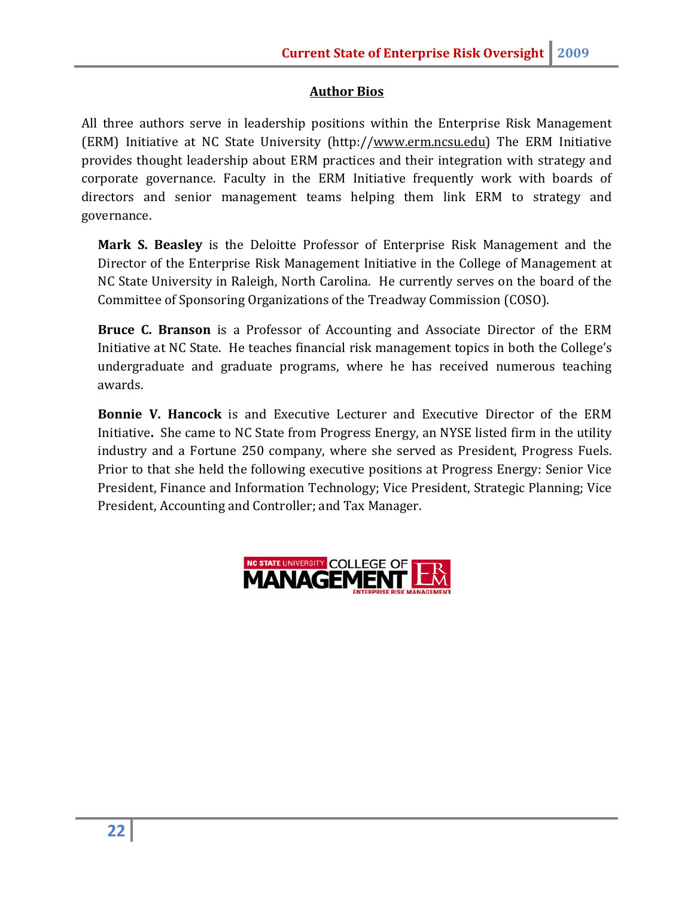## Author Bios

All three authors serve in leadership positions within the Enterprise Risk Management (ERM) Initiative at NC State University (http://www.erm.ncsu.edu) The ERM Initiative provides thought leadership about ERM practices and their integration with strategy and corporate governance. Faculty in the ERM Initiative frequently work with boards of directors and senior management teams helping them link ERM to strategy and governance.

**Mark S. Beasley** is the Deloitte Professor of Enterprise Risk Management and the Director of the Enterprise Risk Management Initiative in the College of Management at NC State University in Raleigh, North Carolina. He currently serves on the board of the Committee of Sponsoring Organizations of the Treadway Commission (COSO).

**Bruce C. Branson** is a Professor of Accounting and Associate Director of the ERM Initiative at NC State. He teaches financial risk management topics in both the College's undergraduate and graduate programs, where he has received numerous teaching awards.

**Bonnie V. Hancock** is and Executive Lecturer and Executive Director of the ERM Initiative**.** She came to NC State from Progress Energy, an NYSE listed firm in the utility industry and a Fortune 250 company, where she served as President, Progress Fuels. Prior to that she held the following executive positions at Progress Energy: Senior Vice President, Finance and Information Technology; Vice President, Strategic Planning; Vice President, Accounting and Controller; and Tax Manager.

NC STATE UNIVERSITY COLLEGE OF MANAGEMENT ERM ENTERPRISE RISK MANAGEMENT